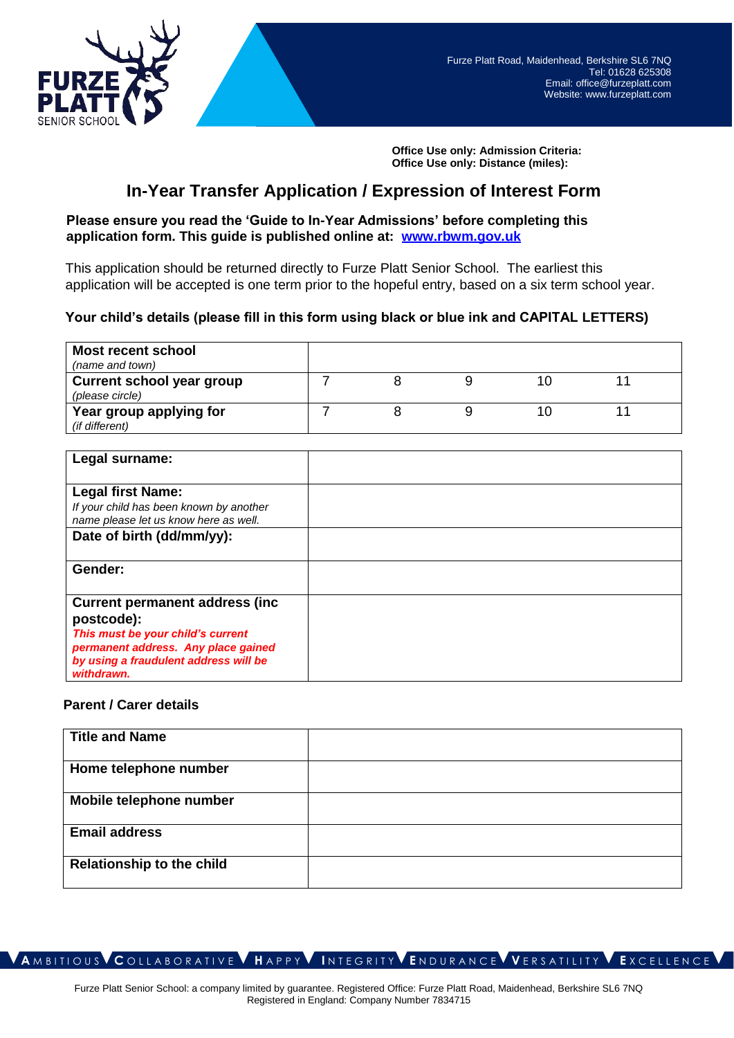FURZE PLATT SENIOR SCHOOL

Furze Platt Road, Maidenhead, Berkshire SL6 7NQ
Tel: 01628 625308
Email: office@furzeplatt.com
Website: www.furzeplatt.com

**Office Use only: Admission Criteria:**
**Office Use only: Distance (miles):**

# In-Year Transfer Application / Expression of Interest Form

**Please ensure you read the 'Guide to In-Year Admissions' before completing this application form. This guide is published online at: [www.rbwm.gov.uk](www.rbwm.gov.uk)**

This application should be returned directly to Furze Platt Senior School. The earliest this application will be accepted is one term prior to the hopeful entry, based on a six term school year.

### Your child's details (please fill in this form using black or blue ink and CAPITAL LETTERS)

| | | | | | |
|---|---|---|---|---|---|
| **Most recent school** *(name and town)* | | | | | |
| **Current school year group** *(please circle)* | 7 | 8 | 9 | 10 | 11 |
| **Year group applying for** *(if different)* | 7 | 8 | 9 | 10 | 11 |

| | |
|---|---|
| **Legal surname:** | |
| **Legal first Name:** *If your child has been known by another name please let us know here as well.* | |
| **Date of birth (dd/mm/yy):** | |
| **Gender:** | |
| **Current permanent address (inc postcode):** ***This must be your child's current permanent address. Any place gained by using a fraudulent address will be withdrawn.*** | |

### Parent / Carer details

| | |
|---|---|
| **Title and Name** | |
| **Home telephone number** | |
| **Mobile telephone number** | |
| **Email address** | |
| **Relationship to the child** | |

AMBITIOUS COLLABORATIVE HAPPY INTEGRITY ENDURANCE VERSATILITY EXCELLENCE

Furze Platt Senior School: a company limited by guarantee. Registered Office: Furze Platt Road, Maidenhead, Berkshire SL6 7NQ
Registered in England: Company Number 7834715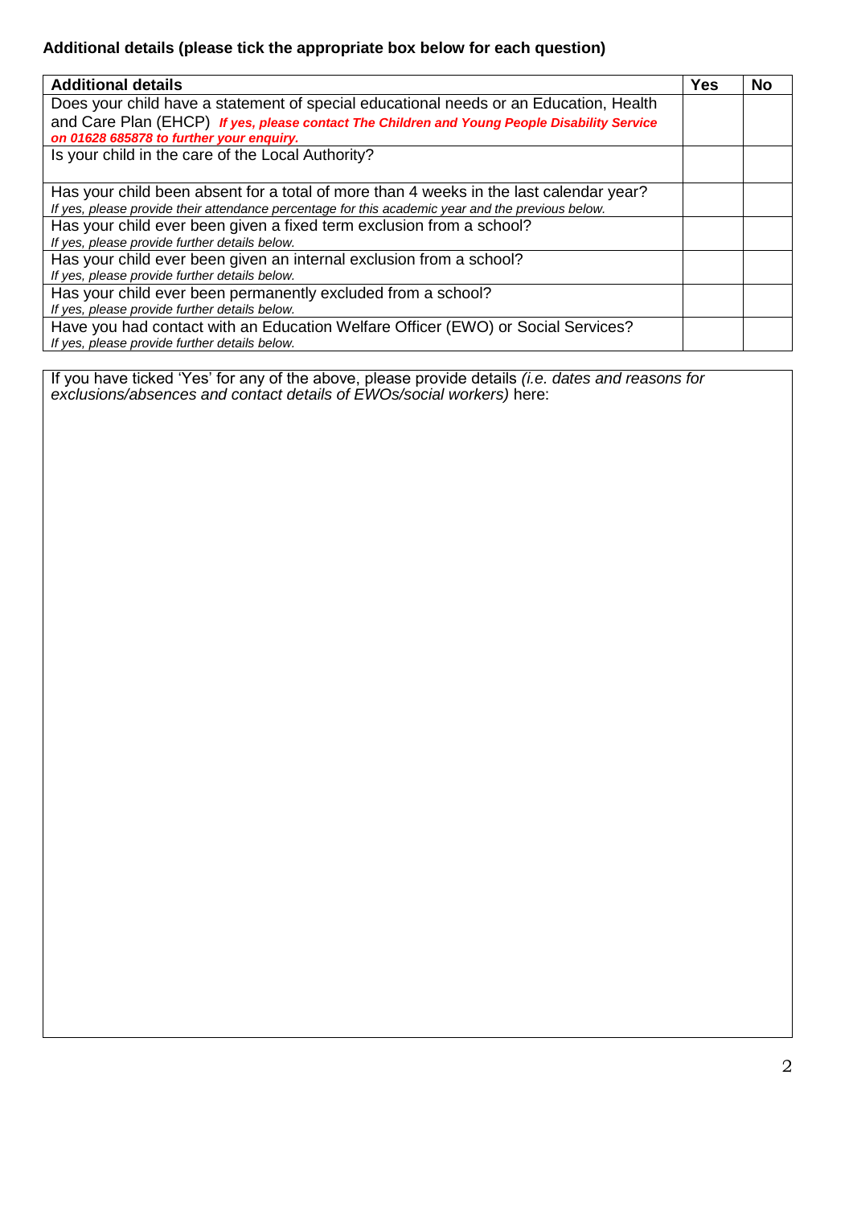**Additional details (please tick the appropriate box below for each question)**

| Additional details | Yes | No |
|---|---|---|
| Does your child have a statement of special educational needs or an Education, Health and Care Plan (EHCP) ***If yes, please contact The Children and Young People Disability Service on 01628 685878 to further your enquiry.*** | | |
| Is your child in the care of the Local Authority? | | |
| Has your child been absent for a total of more than 4 weeks in the last calendar year? *If yes, please provide their attendance percentage for this academic year and the previous below.* | | |
| Has your child ever been given a fixed term exclusion from a school? *If yes, please provide further details below.* | | |
| Has your child ever been given an internal exclusion from a school? *If yes, please provide further details below.* | | |
| Has your child ever been permanently excluded from a school? *If yes, please provide further details below.* | | |
| Have you had contact with an Education Welfare Officer (EWO) or Social Services? *If yes, please provide further details below.* | | |

If you have ticked 'Yes' for any of the above, please provide details *(i.e. dates and reasons for exclusions/absences and contact details of EWOs/social workers)* here: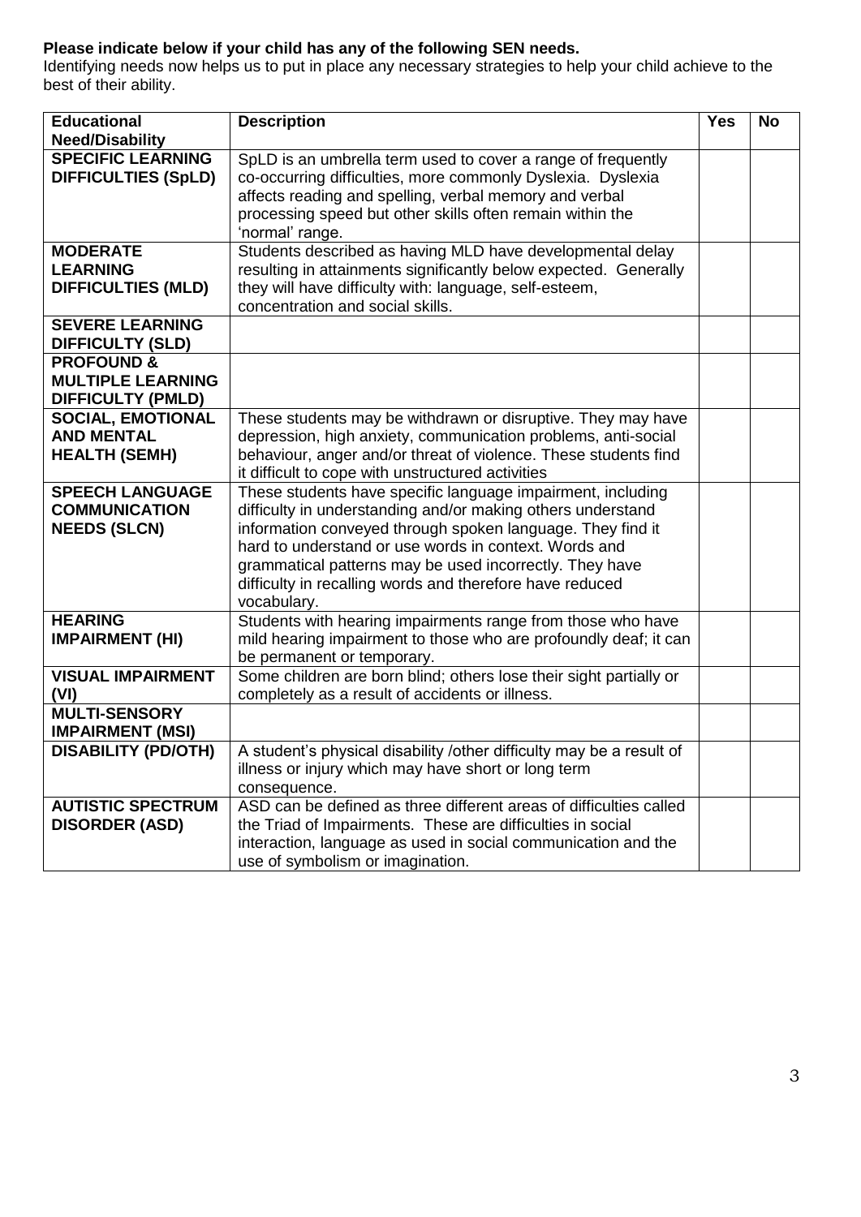**Please indicate below if your child has any of the following SEN needs.**

Identifying needs now helps us to put in place any necessary strategies to help your child achieve to the best of their ability.

| Educational Need/Disability | Description | Yes | No |
|---|---|---|---|
| **SPECIFIC LEARNING DIFFICULTIES (SpLD)** | SpLD is an umbrella term used to cover a range of frequently co-occurring difficulties, more commonly Dyslexia. Dyslexia affects reading and spelling, verbal memory and verbal processing speed but other skills often remain within the 'normal' range. | | |
| **MODERATE LEARNING DIFFICULTIES (MLD)** | Students described as having MLD have developmental delay resulting in attainments significantly below expected. Generally they will have difficulty with: language, self-esteem, concentration and social skills. | | |
| **SEVERE LEARNING DIFFICULTY (SLD)** | | | |
| **PROFOUND & MULTIPLE LEARNING DIFFICULTY (PMLD)** | | | |
| **SOCIAL, EMOTIONAL AND MENTAL HEALTH (SEMH)** | These students may be withdrawn or disruptive. They may have depression, high anxiety, communication problems, anti-social behaviour, anger and/or threat of violence. These students find it difficult to cope with unstructured activities | | |
| **SPEECH LANGUAGE COMMUNICATION NEEDS (SLCN)** | These students have specific language impairment, including difficulty in understanding and/or making others understand information conveyed through spoken language. They find it hard to understand or use words in context. Words and grammatical patterns may be used incorrectly. They have difficulty in recalling words and therefore have reduced vocabulary. | | |
| **HEARING IMPAIRMENT (HI)** | Students with hearing impairments range from those who have mild hearing impairment to those who are profoundly deaf; it can be permanent or temporary. | | |
| **VISUAL IMPAIRMENT (VI)** | Some children are born blind; others lose their sight partially or completely as a result of accidents or illness. | | |
| **MULTI-SENSORY IMPAIRMENT (MSI)** | | | |
| **DISABILITY (PD/OTH)** | A student's physical disability /other difficulty may be a result of illness or injury which may have short or long term consequence. | | |
| **AUTISTIC SPECTRUM DISORDER (ASD)** | ASD can be defined as three different areas of difficulties called the Triad of Impairments. These are difficulties in social interaction, language as used in social communication and the use of symbolism or imagination. | | |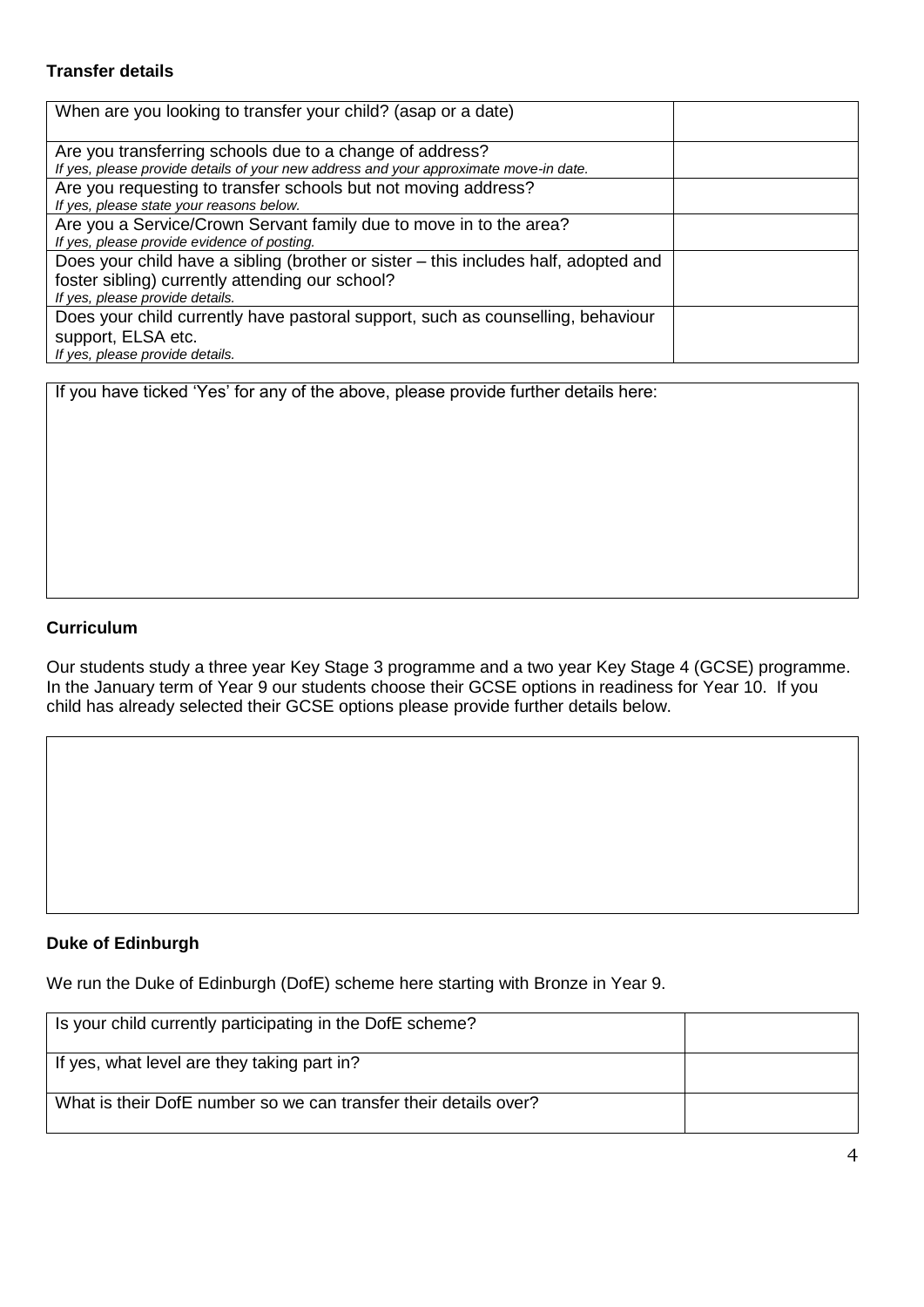## Transfer details

| When are you looking to transfer your child? (asap or a date) | |
| --- | --- |
| Are you transferring schools due to a change of address?<br>*If yes, please provide details of your new address and your approximate move-in date.* | |
| Are you requesting to transfer schools but not moving address?<br>*If yes, please state your reasons below.* | |
| Are you a Service/Crown Servant family due to move in to the area?<br>*If yes, please provide evidence of posting.* | |
| Does your child have a sibling (brother or sister – this includes half, adopted and foster sibling) currently attending our school?<br>*If yes, please provide details.* | |
| Does your child currently have pastoral support, such as counselling, behaviour support, ELSA etc.<br>*If yes, please provide details.* | |

| If you have ticked 'Yes' for any of the above, please provide further details here: |
| --- |
| |

## Curriculum

Our students study a three year Key Stage 3 programme and a two year Key Stage 4 (GCSE) programme. In the January term of Year 9 our students choose their GCSE options in readiness for Year 10. If you child has already selected their GCSE options please provide further details below.

| |
| --- |
| |

## Duke of Edinburgh

We run the Duke of Edinburgh (DofE) scheme here starting with Bronze in Year 9.

| Is your child currently participating in the DofE scheme? | |
| --- | --- |
| If yes, what level are they taking part in? | |
| What is their DofE number so we can transfer their details over? | |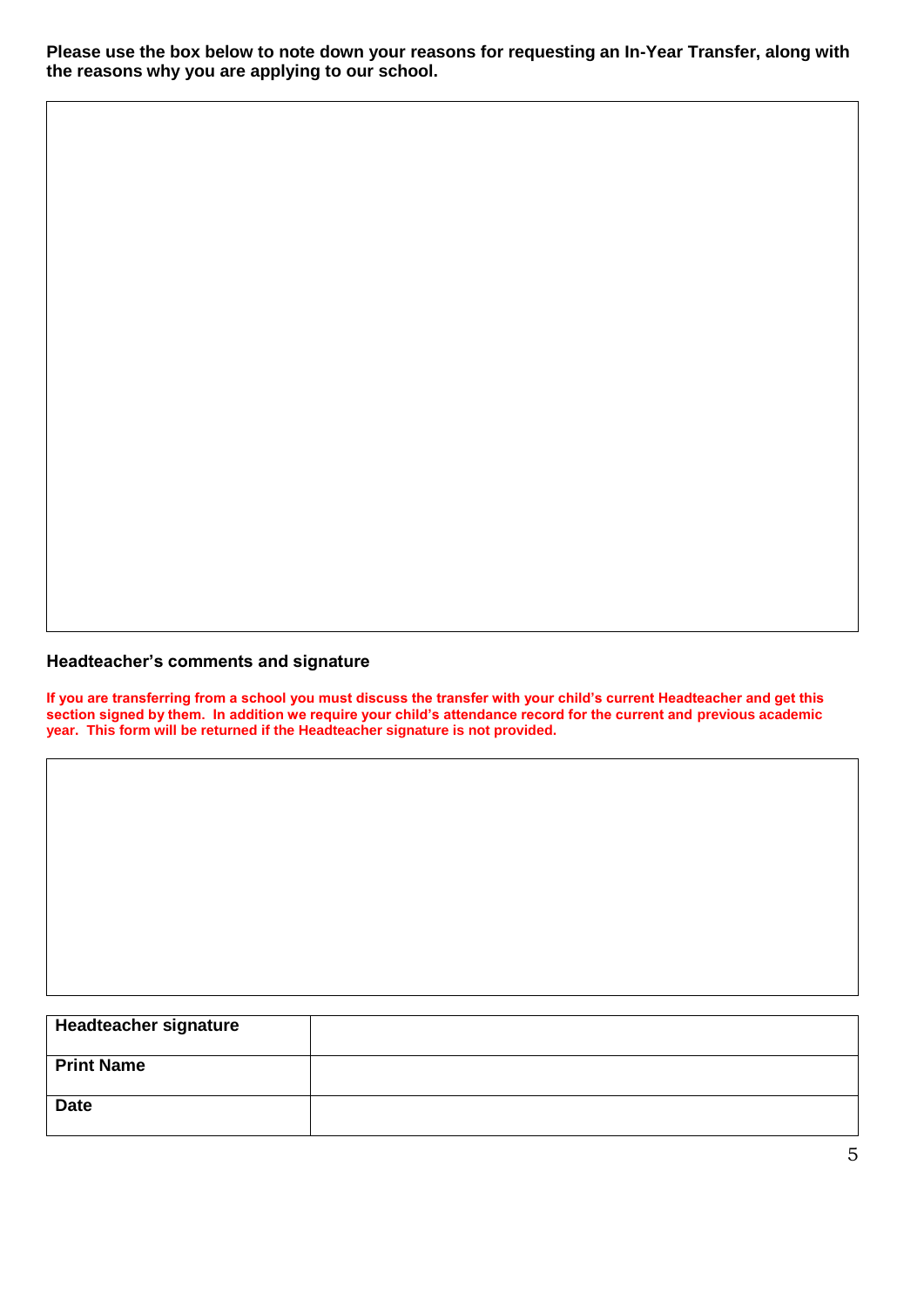**Please use the box below to note down your reasons for requesting an In-Year Transfer, along with the reasons why you are applying to our school.**

### Headteacher's comments and signature

**If you are transferring from a school you must discuss the transfer with your child's current Headteacher and get this section signed by them. In addition we require your child's attendance record for the current and previous academic year. This form will be returned if the Headteacher signature is not provided.**

| | |
|---|---|
| **Headteacher signature** | |
| **Print Name** | |
| **Date** | |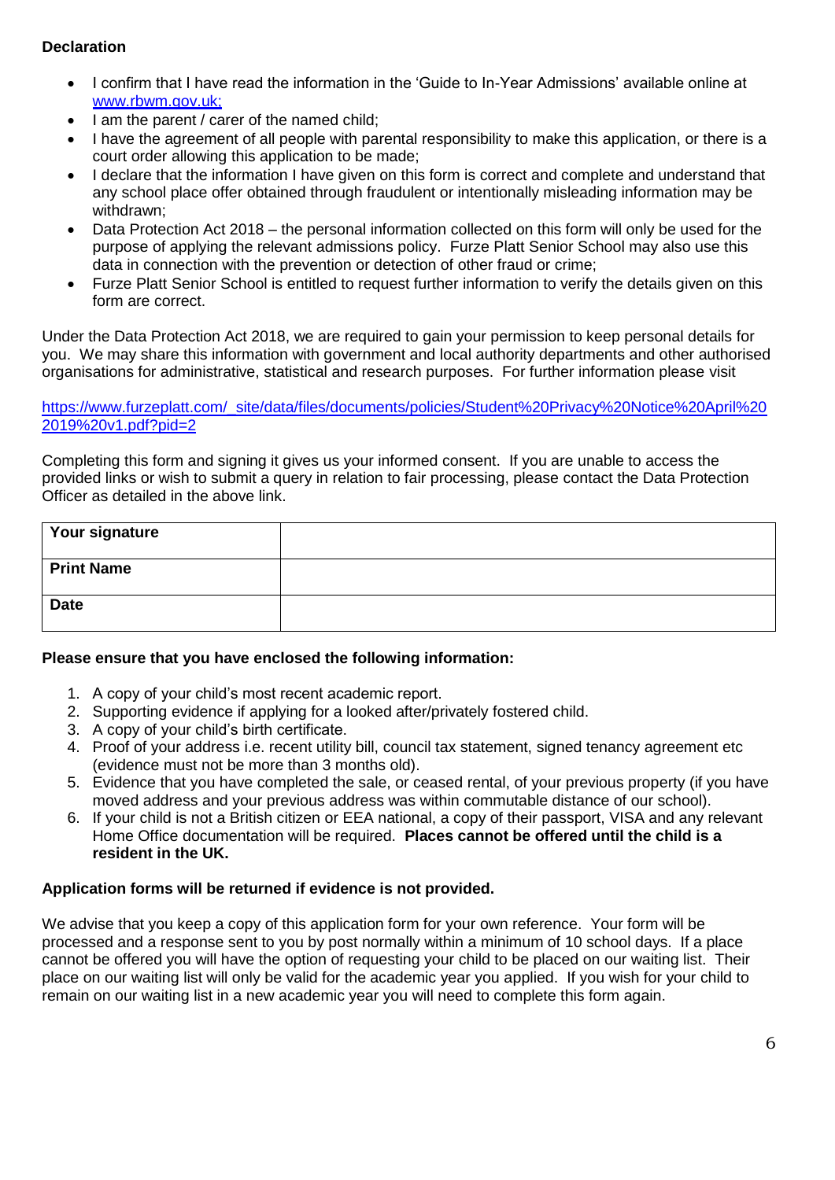**Declaration**

- I confirm that I have read the information in the 'Guide to In-Year Admissions' available online at www.rbwm.gov.uk;
- I am the parent / carer of the named child;
- I have the agreement of all people with parental responsibility to make this application, or there is a court order allowing this application to be made;
- I declare that the information I have given on this form is correct and complete and understand that any school place offer obtained through fraudulent or intentionally misleading information may be withdrawn;
- Data Protection Act 2018 – the personal information collected on this form will only be used for the purpose of applying the relevant admissions policy. Furze Platt Senior School may also use this data in connection with the prevention or detection of other fraud or crime;
- Furze Platt Senior School is entitled to request further information to verify the details given on this form are correct.

Under the Data Protection Act 2018, we are required to gain your permission to keep personal details for you. We may share this information with government and local authority departments and other authorised organisations for administrative, statistical and research purposes. For further information please visit

https://www.furzeplatt.com/_site/data/files/documents/policies/Student%20Privacy%20Notice%20April%202019%20v1.pdf?pid=2

Completing this form and signing it gives us your informed consent. If you are unable to access the provided links or wish to submit a query in relation to fair processing, please contact the Data Protection Officer as detailed in the above link.

| | |
|---|---|
| **Your signature** | |
| **Print Name** | |
| **Date** | |

**Please ensure that you have enclosed the following information:**

1. A copy of your child's most recent academic report.
2. Supporting evidence if applying for a looked after/privately fostered child.
3. A copy of your child's birth certificate.
4. Proof of your address i.e. recent utility bill, council tax statement, signed tenancy agreement etc (evidence must not be more than 3 months old).
5. Evidence that you have completed the sale, or ceased rental, of your previous property (if you have moved address and your previous address was within commutable distance of our school).
6. If your child is not a British citizen or EEA national, a copy of their passport, VISA and any relevant Home Office documentation will be required. **Places cannot be offered until the child is a resident in the UK.**

**Application forms will be returned if evidence is not provided.**

We advise that you keep a copy of this application form for your own reference. Your form will be processed and a response sent to you by post normally within a minimum of 10 school days. If a place cannot be offered you will have the option of requesting your child to be placed on our waiting list. Their place on our waiting list will only be valid for the academic year you applied. If you wish for your child to remain on our waiting list in a new academic year you will need to complete this form again.